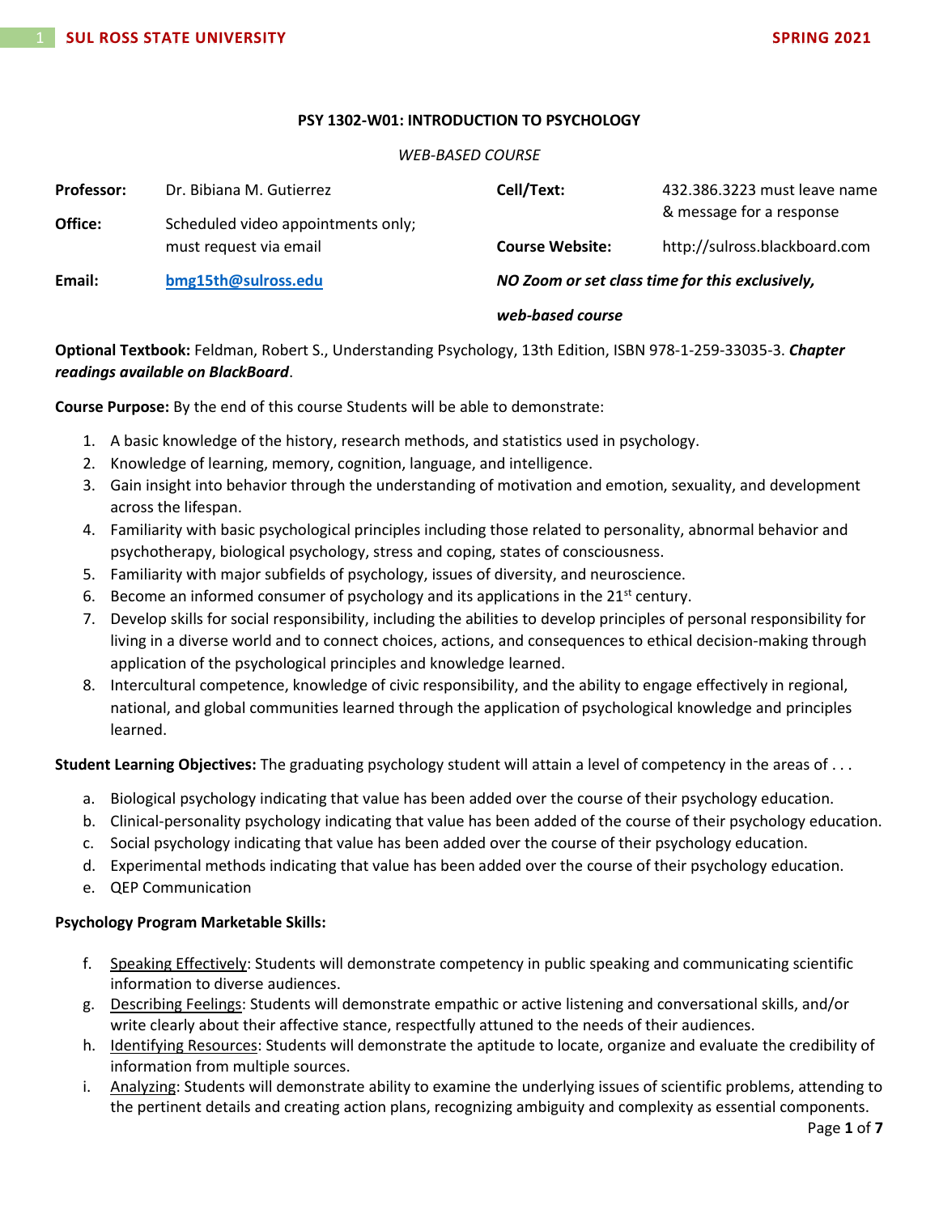**PSY 1302-W01: INTRODUCTION TO PSYCHOLOGY**

*WEB-BASED COURSE*

| | | | |
|---|---|---|---|
| **Professor:** | Dr. Bibiana M. Gutierrez | **Cell/Text:** | 432.386.3223 must leave name & message for a response |
| **Office:** | Scheduled video appointments only; must request via email | **Course Website:** | http://sulross.blackboard.com |
| **Email:** | bmg15th@sulross.edu | ***NO Zoom or set class time for this exclusively, web-based course*** | |

**Optional Textbook:** Feldman, Robert S., Understanding Psychology, 13th Edition, ISBN 978-1-259-33035-3. ***Chapter readings available on BlackBoard***.

**Course Purpose:** By the end of this course Students will be able to demonstrate:

1. A basic knowledge of the history, research methods, and statistics used in psychology.
2. Knowledge of learning, memory, cognition, language, and intelligence.
3. Gain insight into behavior through the understanding of motivation and emotion, sexuality, and development across the lifespan.
4. Familiarity with basic psychological principles including those related to personality, abnormal behavior and psychotherapy, biological psychology, stress and coping, states of consciousness.
5. Familiarity with major subfields of psychology, issues of diversity, and neuroscience.
6. Become an informed consumer of psychology and its applications in the 21st century.
7. Develop skills for social responsibility, including the abilities to develop principles of personal responsibility for living in a diverse world and to connect choices, actions, and consequences to ethical decision-making through application of the psychological principles and knowledge learned.
8. Intercultural competence, knowledge of civic responsibility, and the ability to engage effectively in regional, national, and global communities learned through the application of psychological knowledge and principles learned.

**Student Learning Objectives:** The graduating psychology student will attain a level of competency in the areas of . . .

a. Biological psychology indicating that value has been added over the course of their psychology education.
b. Clinical-personality psychology indicating that value has been added of the course of their psychology education.
c. Social psychology indicating that value has been added over the course of their psychology education.
d. Experimental methods indicating that value has been added over the course of their psychology education.
e. QEP Communication

**Psychology Program Marketable Skills:**

f. Speaking Effectively: Students will demonstrate competency in public speaking and communicating scientific information to diverse audiences.
g. Describing Feelings: Students will demonstrate empathic or active listening and conversational skills, and/or write clearly about their affective stance, respectfully attuned to the needs of their audiences.
h. Identifying Resources: Students will demonstrate the aptitude to locate, organize and evaluate the credibility of information from multiple sources.
i. Analyzing: Students will demonstrate ability to examine the underlying issues of scientific problems, attending to the pertinent details and creating action plans, recognizing ambiguity and complexity as essential components.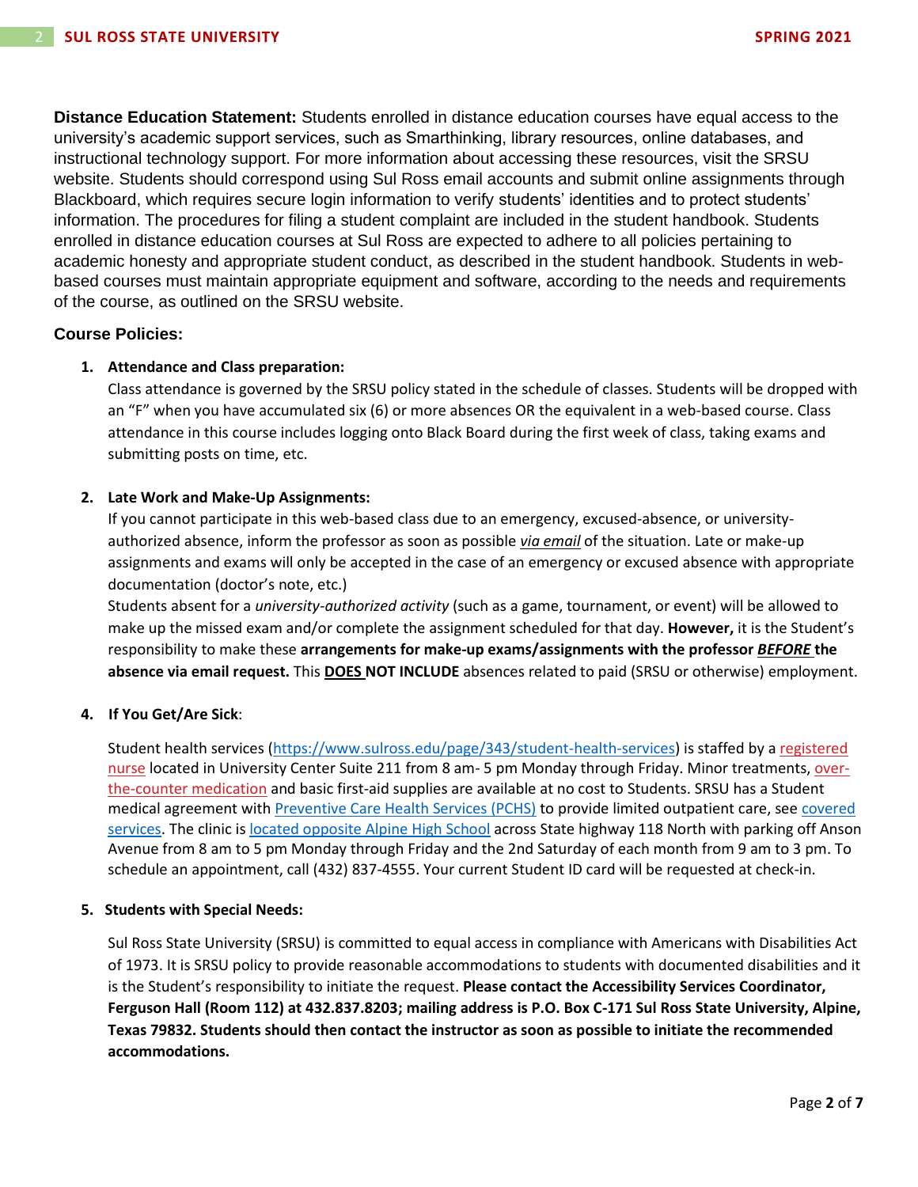**Distance Education Statement:** Students enrolled in distance education courses have equal access to the university's academic support services, such as Smarthinking, library resources, online databases, and instructional technology support. For more information about accessing these resources, visit the SRSU website. Students should correspond using Sul Ross email accounts and submit online assignments through Blackboard, which requires secure login information to verify students' identities and to protect students' information. The procedures for filing a student complaint are included in the student handbook. Students enrolled in distance education courses at Sul Ross are expected to adhere to all policies pertaining to academic honesty and appropriate student conduct, as described in the student handbook. Students in web-based courses must maintain appropriate equipment and software, according to the needs and requirements of the course, as outlined on the SRSU website.

### Course Policies:

**1. Attendance and Class preparation:**

Class attendance is governed by the SRSU policy stated in the schedule of classes. Students will be dropped with an "F" when you have accumulated six (6) or more absences OR the equivalent in a web-based course. Class attendance in this course includes logging onto Black Board during the first week of class, taking exams and submitting posts on time, etc.

**2. Late Work and Make-Up Assignments:**

If you cannot participate in this web-based class due to an emergency, excused-absence, or university-authorized absence, inform the professor as soon as possible ***via email*** of the situation. Late or make-up assignments and exams will only be accepted in the case of an emergency or excused absence with appropriate documentation (doctor's note, etc.)

Students absent for a *university-authorized activity* (such as a game, tournament, or event) will be allowed to make up the missed exam and/or complete the assignment scheduled for that day. **However,** it is the Student's responsibility to make these **arrangements for make-up exams/assignments with the professor *BEFORE* the absence via email request.** This **DOES NOT INCLUDE** absences related to paid (SRSU or otherwise) employment.

**4. If You Get/Are Sick**:

Student health services (https://www.sulross.edu/page/343/student-health-services) is staffed by a registered nurse located in University Center Suite 211 from 8 am- 5 pm Monday through Friday. Minor treatments, over-the-counter medication and basic first-aid supplies are available at no cost to Students. SRSU has a Student medical agreement with Preventive Care Health Services (PCHS) to provide limited outpatient care, see covered services. The clinic is located opposite Alpine High School across State highway 118 North with parking off Anson Avenue from 8 am to 5 pm Monday through Friday and the 2nd Saturday of each month from 9 am to 3 pm. To schedule an appointment, call (432) 837-4555. Your current Student ID card will be requested at check-in.

**5. Students with Special Needs:**

Sul Ross State University (SRSU) is committed to equal access in compliance with Americans with Disabilities Act of 1973. It is SRSU policy to provide reasonable accommodations to students with documented disabilities and it is the Student's responsibility to initiate the request. **Please contact the Accessibility Services Coordinator, Ferguson Hall (Room 112) at 432.837.8203; mailing address is P.O. Box C-171 Sul Ross State University, Alpine, Texas 79832. Students should then contact the instructor as soon as possible to initiate the recommended accommodations.**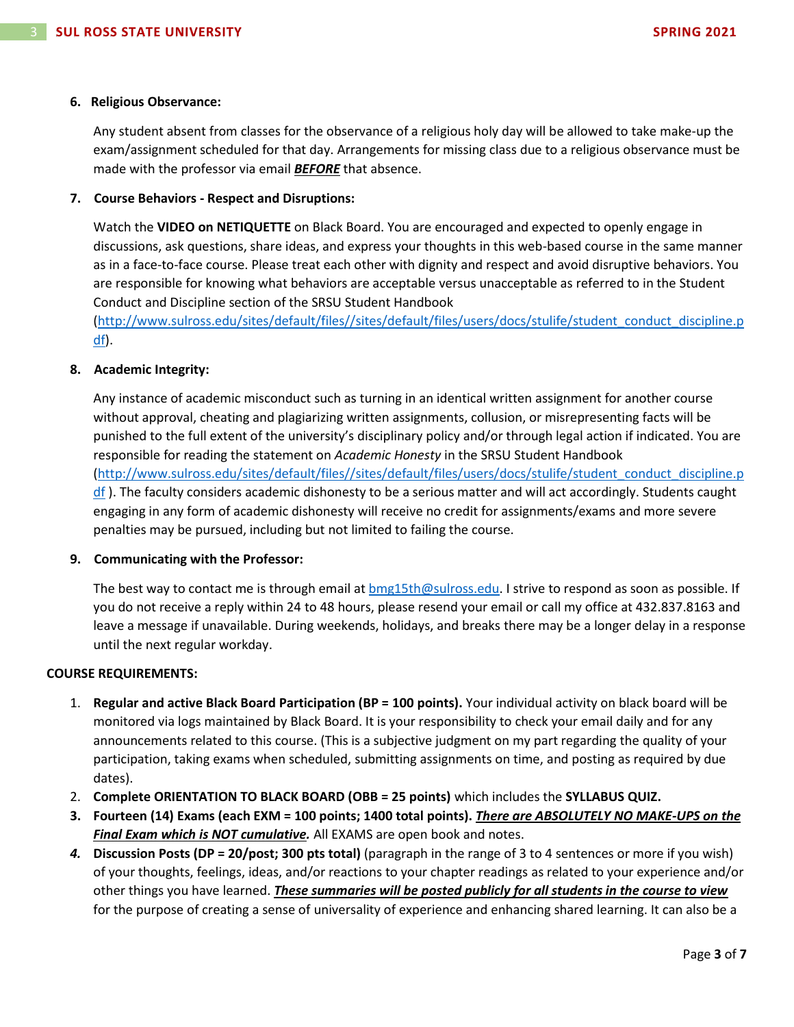6. **Religious Observance:**

   Any student absent from classes for the observance of a religious holy day will be allowed to take make-up the exam/assignment scheduled for that day. Arrangements for missing class due to a religious observance must be made with the professor via email ***BEFORE*** that absence.

7. **Course Behaviors - Respect and Disruptions:**

   Watch the **VIDEO on NETIQUETTE** on Black Board. You are encouraged and expected to openly engage in discussions, ask questions, share ideas, and express your thoughts in this web-based course in the same manner as in a face-to-face course. Please treat each other with dignity and respect and avoid disruptive behaviors. You are responsible for knowing what behaviors are acceptable versus unacceptable as referred to in the Student Conduct and Discipline section of the SRSU Student Handbook (http://www.sulross.edu/sites/default/files//sites/default/files/users/docs/stulife/student_conduct_discipline.pdf).

8. **Academic Integrity:**

   Any instance of academic misconduct such as turning in an identical written assignment for another course without approval, cheating and plagiarizing written assignments, collusion, or misrepresenting facts will be punished to the full extent of the university's disciplinary policy and/or through legal action if indicated. You are responsible for reading the statement on *Academic Honesty* in the SRSU Student Handbook (http://www.sulross.edu/sites/default/files//sites/default/files/users/docs/stulife/student_conduct_discipline.pdf ). The faculty considers academic dishonesty to be a serious matter and will act accordingly. Students caught engaging in any form of academic dishonesty will receive no credit for assignments/exams and more severe penalties may be pursued, including but not limited to failing the course.

9. **Communicating with the Professor:**

   The best way to contact me is through email at bmg15th@sulross.edu. I strive to respond as soon as possible. If you do not receive a reply within 24 to 48 hours, please resend your email or call my office at 432.837.8163 and leave a message if unavailable. During weekends, holidays, and breaks there may be a longer delay in a response until the next regular workday.

**COURSE REQUIREMENTS:**

1. **Regular and active Black Board Participation (BP = 100 points).** Your individual activity on black board will be monitored via logs maintained by Black Board. It is your responsibility to check your email daily and for any announcements related to this course. (This is a subjective judgment on my part regarding the quality of your participation, taking exams when scheduled, submitting assignments on time, and posting as required by due dates).
2. **Complete ORIENTATION TO BLACK BOARD (OBB = 25 points)** which includes the **SYLLABUS QUIZ.**
3. **Fourteen (14) Exams (each EXM = 100 points; 1400 total points).** ***There are ABSOLUTELY NO MAKE-UPS on the Final Exam which is NOT cumulative.*** All EXAMS are open book and notes.
4. **Discussion Posts (DP = 20/post; 300 pts total)** (paragraph in the range of 3 to 4 sentences or more if you wish) of your thoughts, feelings, ideas, and/or reactions to your chapter readings as related to your experience and/or other things you have learned. ***These summaries will be posted publicly for all students in the course to view*** for the purpose of creating a sense of universality of experience and enhancing shared learning. It can also be a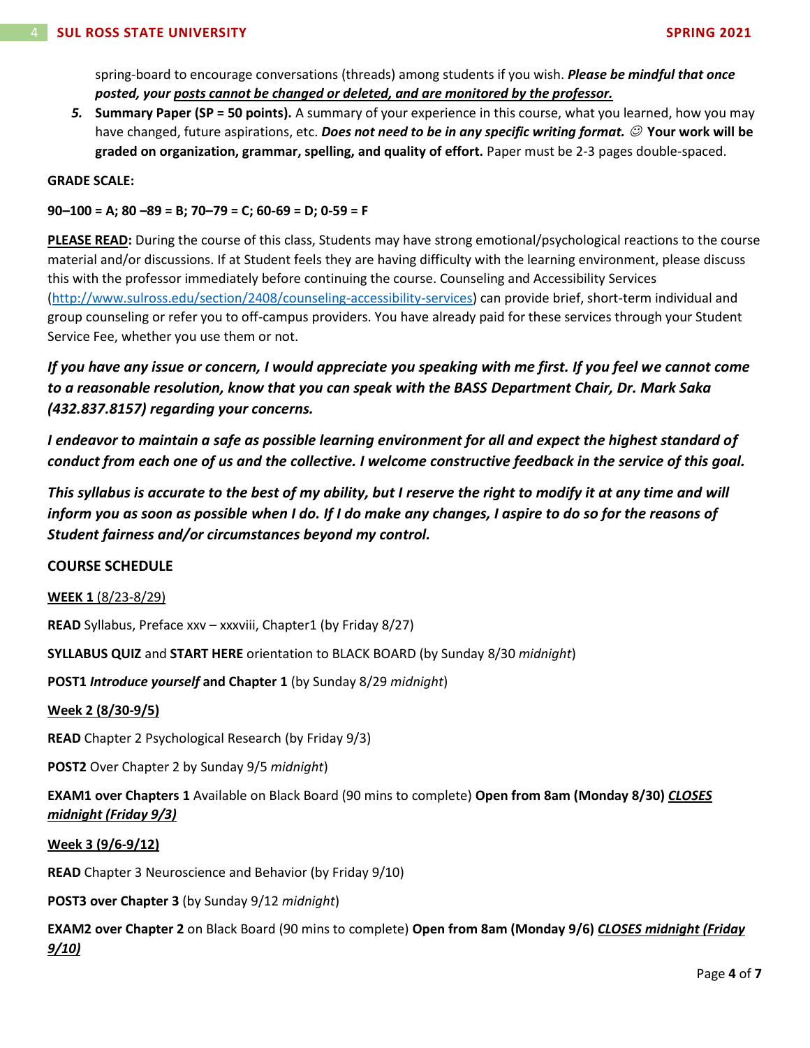spring-board to encourage conversations (threads) among students if you wish. ***Please be mindful that once posted, your <u>posts cannot be changed or deleted, and are monitored by the professor.</u>***

5. **Summary Paper (SP = 50 points).** A summary of your experience in this course, what you learned, how you may have changed, future aspirations, etc. ***Does not need to be in any specific writing format.*** ☺ **Your work will be graded on organization, grammar, spelling, and quality of effort.** Paper must be 2-3 pages double-spaced.

**GRADE SCALE:**

**90–100 = A; 80 –89 = B; 70–79 = C; 60-69 = D; 0-59 = F**

**<u>PLEASE READ</u>:** During the course of this class, Students may have strong emotional/psychological reactions to the course material and/or discussions. If at Student feels they are having difficulty with the learning environment, please discuss this with the professor immediately before continuing the course. Counseling and Accessibility Services (http://www.sulross.edu/section/2408/counseling-accessibility-services) can provide brief, short-term individual and group counseling or refer you to off-campus providers. You have already paid for these services through your Student Service Fee, whether you use them or not.

***If you have any issue or concern, I would appreciate you speaking with me first. If you feel we cannot come to a reasonable resolution, know that you can speak with the BASS Department Chair, Dr. Mark Saka (432.837.8157) regarding your concerns.***

***I endeavor to maintain a safe as possible learning environment for all and expect the highest standard of conduct from each one of us and the collective. I welcome constructive feedback in the service of this goal.***

***This syllabus is accurate to the best of my ability, but I reserve the right to modify it at any time and will inform you as soon as possible when I do. If I do make any changes, I aspire to do so for the reasons of Student fairness and/or circumstances beyond my control.***

**COURSE SCHEDULE**

<u>**WEEK 1** (8/23-8/29)</u>

**READ** Syllabus, Preface xxv – xxxviii, Chapter1 (by Friday 8/27)

**SYLLABUS QUIZ** and **START HERE** orientation to BLACK BOARD (by Sunday 8/30 *midnight*)

**POST1** ***Introduce yourself*** **and Chapter 1** (by Sunday 8/29 *midnight*)

<u>**Week 2 (8/30-9/5)**</u>

**READ** Chapter 2 Psychological Research (by Friday 9/3)

**POST2** Over Chapter 2 by Sunday 9/5 *midnight*)

**EXAM1 over Chapters 1** Available on Black Board (90 mins to complete) **Open from 8am (Monday 8/30)** ***<u>CLOSES midnight (Friday 9/3)</u>***

<u>**Week 3 (9/6-9/12)**</u>

**READ** Chapter 3 Neuroscience and Behavior (by Friday 9/10)

**POST3 over Chapter 3** (by Sunday 9/12 *midnight*)

**EXAM2 over Chapter 2** on Black Board (90 mins to complete) **Open from 8am (Monday 9/6)** ***<u>CLOSES midnight (Friday 9/10)</u>***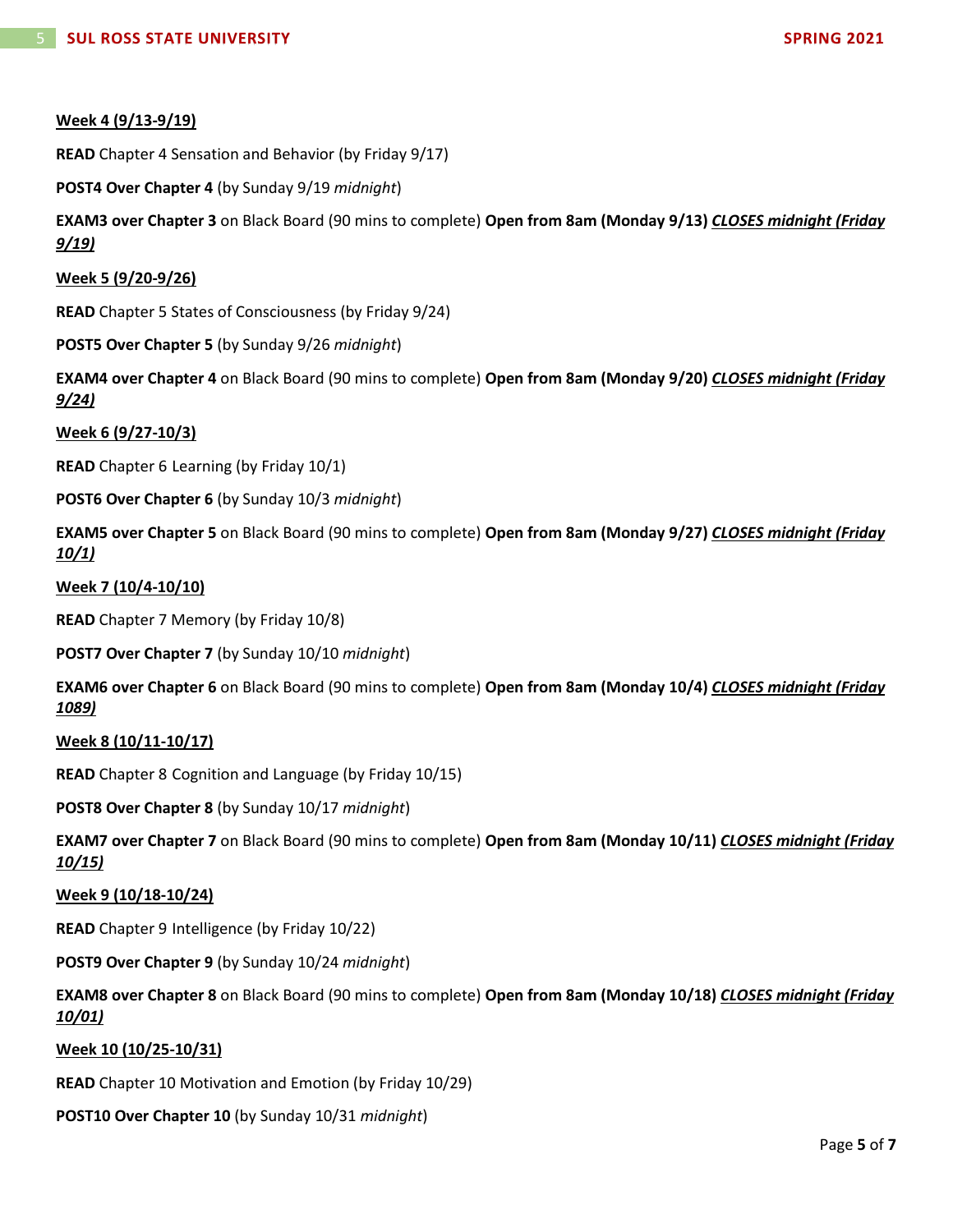**Week 4 (9/13-9/19)**

**READ** Chapter 4 Sensation and Behavior (by Friday 9/17)

**POST4 Over Chapter 4** (by Sunday 9/19 *midnight*)

**EXAM3 over Chapter 3** on Black Board (90 mins to complete) **Open from 8am (Monday 9/13)** ***CLOSES midnight (Friday 9/19)***

**Week 5 (9/20-9/26)**

**READ** Chapter 5 States of Consciousness (by Friday 9/24)

**POST5 Over Chapter 5** (by Sunday 9/26 *midnight*)

**EXAM4 over Chapter 4** on Black Board (90 mins to complete) **Open from 8am (Monday 9/20)** ***CLOSES midnight (Friday 9/24)***

**Week 6 (9/27-10/3)**

**READ** Chapter 6 Learning (by Friday 10/1)

**POST6 Over Chapter 6** (by Sunday 10/3 *midnight*)

**EXAM5 over Chapter 5** on Black Board (90 mins to complete) **Open from 8am (Monday 9/27)** ***CLOSES midnight (Friday 10/1)***

**Week 7 (10/4-10/10)**

**READ** Chapter 7 Memory (by Friday 10/8)

**POST7 Over Chapter 7** (by Sunday 10/10 *midnight*)

**EXAM6 over Chapter 6** on Black Board (90 mins to complete) **Open from 8am (Monday 10/4)** ***CLOSES midnight (Friday 1089)***

**Week 8 (10/11-10/17)**

**READ** Chapter 8 Cognition and Language (by Friday 10/15)

**POST8 Over Chapter 8** (by Sunday 10/17 *midnight*)

**EXAM7 over Chapter 7** on Black Board (90 mins to complete) **Open from 8am (Monday 10/11)** ***CLOSES midnight (Friday 10/15)***

**Week 9 (10/18-10/24)**

**READ** Chapter 9 Intelligence (by Friday 10/22)

**POST9 Over Chapter 9** (by Sunday 10/24 *midnight*)

**EXAM8 over Chapter 8** on Black Board (90 mins to complete) **Open from 8am (Monday 10/18)** ***CLOSES midnight (Friday 10/01)***

**Week 10 (10/25-10/31)**

**READ** Chapter 10 Motivation and Emotion (by Friday 10/29)

**POST10 Over Chapter 10** (by Sunday 10/31 *midnight*)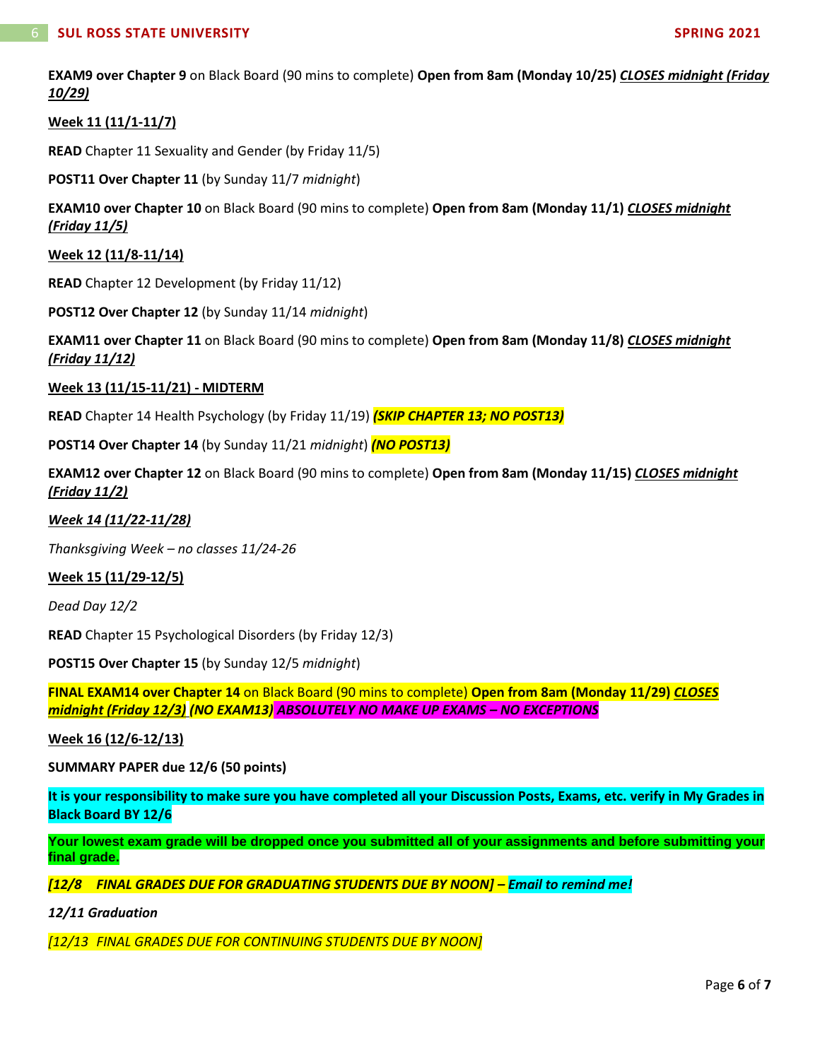**EXAM9 over Chapter 9** on Black Board (90 mins to complete) **Open from 8am (Monday 10/25)** ***CLOSES midnight (Friday 10/29)***

**Week 11 (11/1-11/7)**

**READ** Chapter 11 Sexuality and Gender (by Friday 11/5)

**POST11 Over Chapter 11** (by Sunday 11/7 *midnight*)

**EXAM10 over Chapter 10** on Black Board (90 mins to complete) **Open from 8am (Monday 11/1)** ***CLOSES midnight (Friday 11/5)***

**Week 12 (11/8-11/14)**

**READ** Chapter 12 Development (by Friday 11/12)

**POST12 Over Chapter 12** (by Sunday 11/14 *midnight*)

**EXAM11 over Chapter 11** on Black Board (90 mins to complete) **Open from 8am (Monday 11/8)** ***CLOSES midnight (Friday 11/12)***

**Week 13 (11/15-11/21) - MIDTERM**

**READ** Chapter 14 Health Psychology (by Friday 11/19) ***(SKIP CHAPTER 13; NO POST13)***

**POST14 Over Chapter 14** (by Sunday 11/21 *midnight*) ***(NO POST13)***

**EXAM12 over Chapter 12** on Black Board (90 mins to complete) **Open from 8am (Monday 11/15)** ***CLOSES midnight (Friday 11/2)***

***Week 14 (11/22-11/28)***

*Thanksgiving Week – no classes 11/24-26*

**Week 15 (11/29-12/5)**

*Dead Day 12/2*

**READ** Chapter 15 Psychological Disorders (by Friday 12/3)

**POST15 Over Chapter 15** (by Sunday 12/5 *midnight*)

**FINAL EXAM14 over Chapter 14** on Black Board (90 mins to complete) **Open from 8am (Monday 11/29)** ***CLOSES midnight (Friday 12/3)*** ***(NO EXAM13)*** ***ABSOLUTELY NO MAKE UP EXAMS – NO EXCEPTIONS***

**Week 16 (12/6-12/13)**

**SUMMARY PAPER due 12/6 (50 points)**

**It is your responsibility to make sure you have completed all your Discussion Posts, Exams, etc. verify in My Grades in Black Board BY 12/6**

**Your lowest exam grade will be dropped once you submitted all of your assignments and before submitting your final grade.**

***[12/8 FINAL GRADES DUE FOR GRADUATING STUDENTS DUE BY NOON] – Email to remind me!***

***12/11 Graduation***

*[12/13 FINAL GRADES DUE FOR CONTINUING STUDENTS DUE BY NOON]*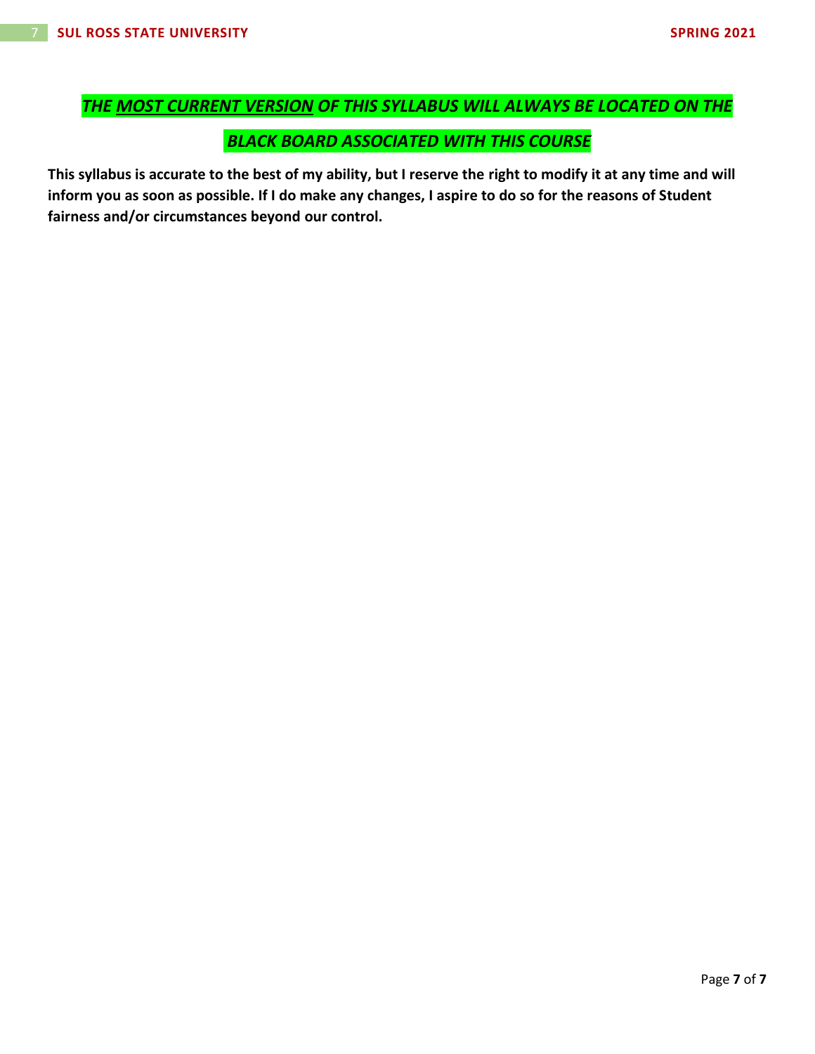***THE <u>MOST CURRENT VERSION</u> OF THIS SYLLABUS WILL ALWAYS BE LOCATED ON THE BLACK BOARD ASSOCIATED WITH THIS COURSE***

**This syllabus is accurate to the best of my ability, but I reserve the right to modify it at any time and will inform you as soon as possible. If I do make any changes, I aspire to do so for the reasons of Student fairness and/or circumstances beyond our control.**